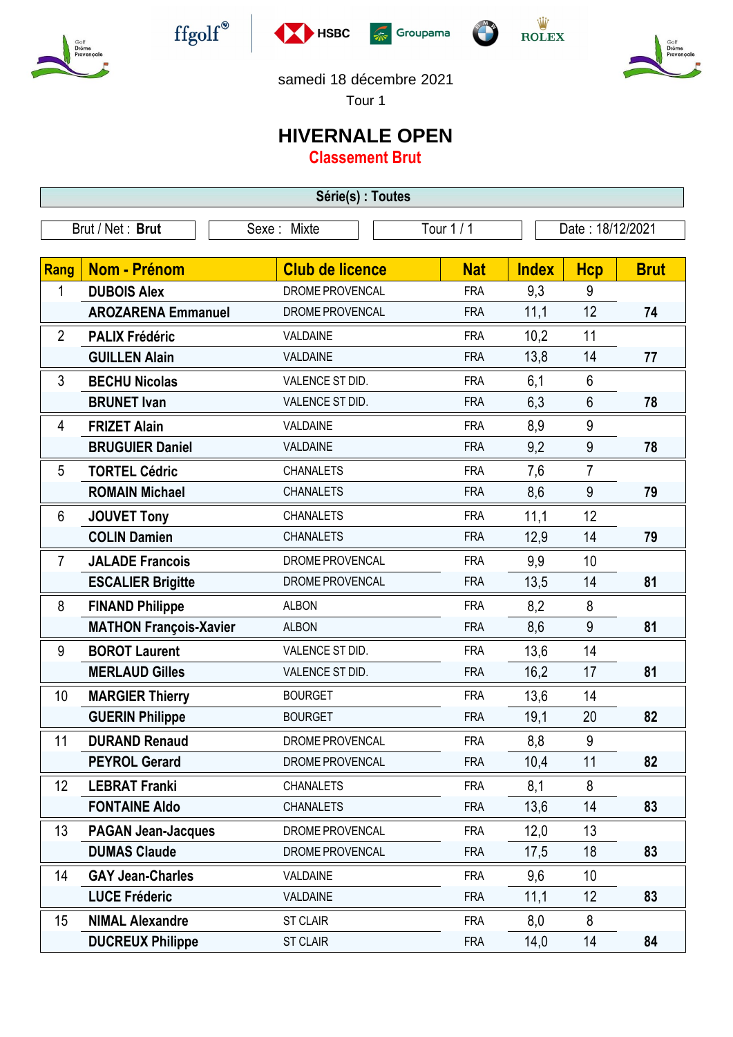samedi 18 décembre 2021

Tour 1

# HIVERNALE OPEN

## Classement Brut

**Série(s) : Toutes**

| Brut / Net : **Brut** | Sexe : Mixte | Tour 1 / 1 | Date : 18/12/2021 |
|---|---|---|---|

| Rang | Nom - Prénom | Club de licence | Nat | Index | Hcp | Brut |
|---|---|---|---|---|---|---|
| 1 | **DUBOIS Alex** | DROME PROVENCAL | FRA | 9,3 | 9 | |
| | **AROZARENA Emmanuel** | DROME PROVENCAL | FRA | 11,1 | 12 | **74** |
| 2 | **PALIX Frédéric** | VALDAINE | FRA | 10,2 | 11 | |
| | **GUILLEN Alain** | VALDAINE | FRA | 13,8 | 14 | **77** |
| 3 | **BECHU Nicolas** | VALENCE ST DID. | FRA | 6,1 | 6 | |
| | **BRUNET Ivan** | VALENCE ST DID. | FRA | 6,3 | 6 | **78** |
| 4 | **FRIZET Alain** | VALDAINE | FRA | 8,9 | 9 | |
| | **BRUGUIER Daniel** | VALDAINE | FRA | 9,2 | 9 | **78** |
| 5 | **TORTEL Cédric** | CHANALETS | FRA | 7,6 | 7 | |
| | **ROMAIN Michael** | CHANALETS | FRA | 8,6 | 9 | **79** |
| 6 | **JOUVET Tony** | CHANALETS | FRA | 11,1 | 12 | |
| | **COLIN Damien** | CHANALETS | FRA | 12,9 | 14 | **79** |
| 7 | **JALADE Francois** | DROME PROVENCAL | FRA | 9,9 | 10 | |
| | **ESCALIER Brigitte** | DROME PROVENCAL | FRA | 13,5 | 14 | **81** |
| 8 | **FINAND Philippe** | ALBON | FRA | 8,2 | 8 | |
| | **MATHON François-Xavier** | ALBON | FRA | 8,6 | 9 | **81** |
| 9 | **BOROT Laurent** | VALENCE ST DID. | FRA | 13,6 | 14 | |
| | **MERLAUD Gilles** | VALENCE ST DID. | FRA | 16,2 | 17 | **81** |
| 10 | **MARGIER Thierry** | BOURGET | FRA | 13,6 | 14 | |
| | **GUERIN Philippe** | BOURGET | FRA | 19,1 | 20 | **82** |
| 11 | **DURAND Renaud** | DROME PROVENCAL | FRA | 8,8 | 9 | |
| | **PEYROL Gerard** | DROME PROVENCAL | FRA | 10,4 | 11 | **82** |
| 12 | **LEBRAT Franki** | CHANALETS | FRA | 8,1 | 8 | |
| | **FONTAINE Aldo** | CHANALETS | FRA | 13,6 | 14 | **83** |
| 13 | **PAGAN Jean-Jacques** | DROME PROVENCAL | FRA | 12,0 | 13 | |
| | **DUMAS Claude** | DROME PROVENCAL | FRA | 17,5 | 18 | **83** |
| 14 | **GAY Jean-Charles** | VALDAINE | FRA | 9,6 | 10 | |
| | **LUCE Fréderic** | VALDAINE | FRA | 11,1 | 12 | **83** |
| 15 | **NIMAL Alexandre** | ST CLAIR | FRA | 8,0 | 8 | |
| | **DUCREUX Philippe** | ST CLAIR | FRA | 14,0 | 14 | **84** |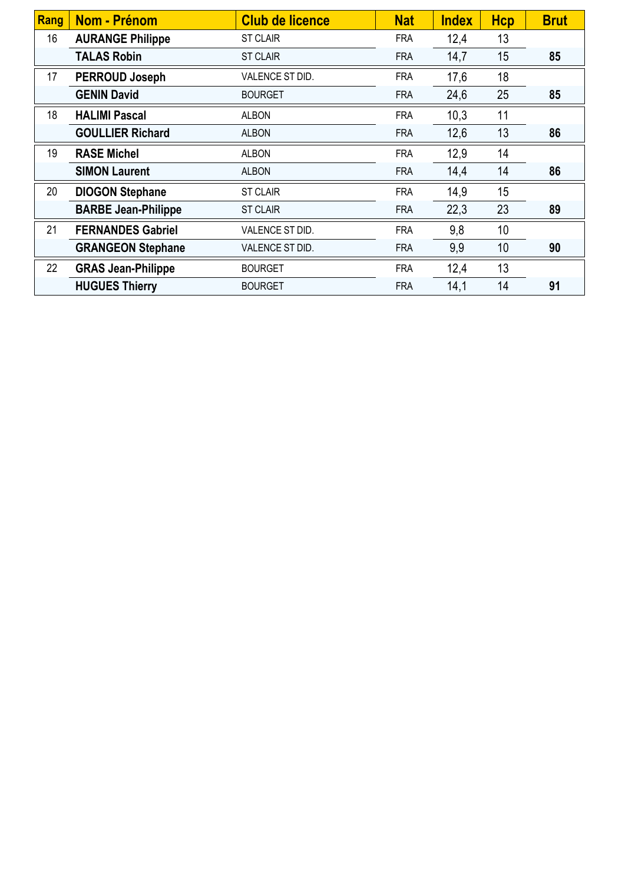| Rang | Nom - Prénom | Club de licence | Nat | Index | Hcp | Brut |
|---|---|---|---|---|---|---|
| 16 | **AURANGE Philippe** | ST CLAIR | FRA | 12,4 | 13 | |
| | **TALAS Robin** | ST CLAIR | FRA | 14,7 | 15 | **85** |
| 17 | **PERROUD Joseph** | VALENCE ST DID. | FRA | 17,6 | 18 | |
| | **GENIN David** | BOURGET | FRA | 24,6 | 25 | **85** |
| 18 | **HALIMI Pascal** | ALBON | FRA | 10,3 | 11 | |
| | **GOULLIER Richard** | ALBON | FRA | 12,6 | 13 | **86** |
| 19 | **RASE Michel** | ALBON | FRA | 12,9 | 14 | |
| | **SIMON Laurent** | ALBON | FRA | 14,4 | 14 | **86** |
| 20 | **DIOGON Stephane** | ST CLAIR | FRA | 14,9 | 15 | |
| | **BARBE Jean-Philippe** | ST CLAIR | FRA | 22,3 | 23 | **89** |
| 21 | **FERNANDES Gabriel** | VALENCE ST DID. | FRA | 9,8 | 10 | |
| | **GRANGEON Stephane** | VALENCE ST DID. | FRA | 9,9 | 10 | **90** |
| 22 | **GRAS Jean-Philippe** | BOURGET | FRA | 12,4 | 13 | |
| | **HUGUES Thierry** | BOURGET | FRA | 14,1 | 14 | **91** |